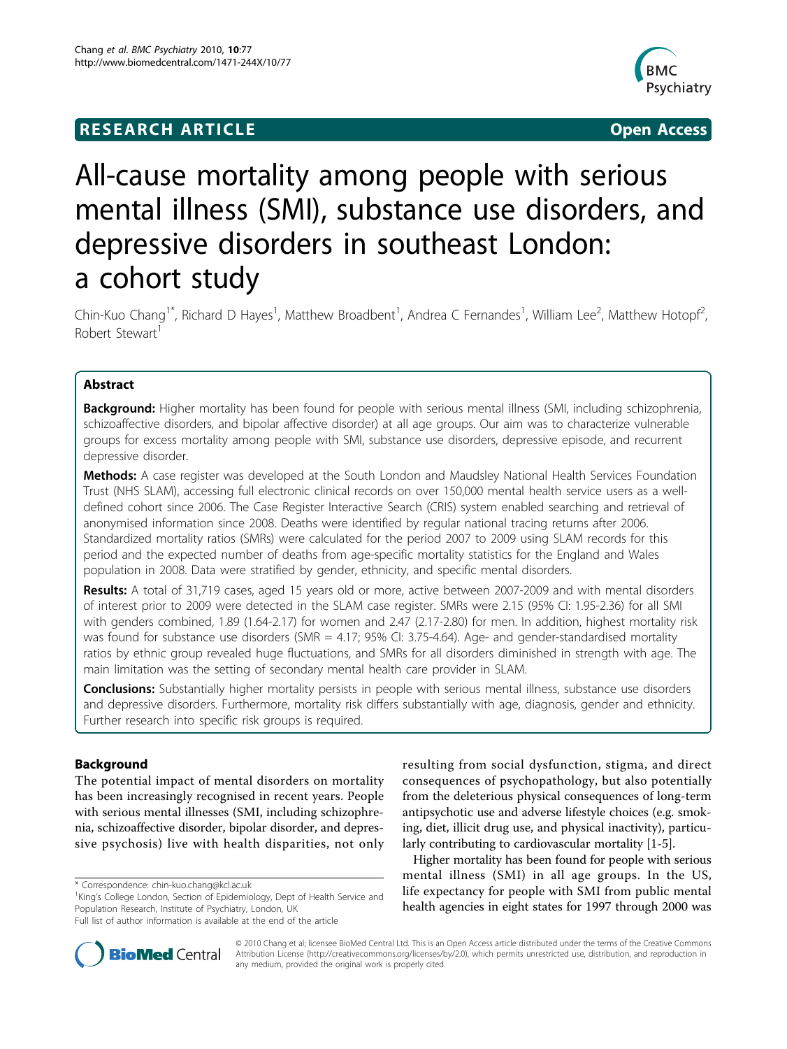RESEARCH ARTICLE | Open Access

# All-cause mortality among people with serious mental illness (SMI), substance use disorders, and depressive disorders in southeast London: a cohort study

Chin-Kuo Chang[1*], Richard D Hayes[1], Matthew Broadbent[1], Andrea C Fernandes[1], William Lee[2], Matthew Hotopf[2], Robert Stewart[1]

## Abstract

**Background:** Higher mortality has been found for people with serious mental illness (SMI, including schizophrenia, schizoaffective disorders, and bipolar affective disorder) at all age groups. Our aim was to characterize vulnerable groups for excess mortality among people with SMI, substance use disorders, depressive episode, and recurrent depressive disorder.

**Methods:** A case register was developed at the South London and Maudsley National Health Services Foundation Trust (NHS SLAM), accessing full electronic clinical records on over 150,000 mental health service users as a well-defined cohort since 2006. The Case Register Interactive Search (CRIS) system enabled searching and retrieval of anonymised information since 2008. Deaths were identified by regular national tracing returns after 2006. Standardized mortality ratios (SMRs) were calculated for the period 2007 to 2009 using SLAM records for this period and the expected number of deaths from age-specific mortality statistics for the England and Wales population in 2008. Data were stratified by gender, ethnicity, and specific mental disorders.

**Results:** A total of 31,719 cases, aged 15 years old or more, active between 2007-2009 and with mental disorders of interest prior to 2009 were detected in the SLAM case register. SMRs were 2.15 (95% CI: 1.95-2.36) for all SMI with genders combined, 1.89 (1.64-2.17) for women and 2.47 (2.17-2.80) for men. In addition, highest mortality risk was found for substance use disorders (SMR = 4.17; 95% CI: 3.75-4.64). Age- and gender-standardised mortality ratios by ethnic group revealed huge fluctuations, and SMRs for all disorders diminished in strength with age. The main limitation was the setting of secondary mental health care provider in SLAM.

**Conclusions:** Substantially higher mortality persists in people with serious mental illness, substance use disorders and depressive disorders. Furthermore, mortality risk differs substantially with age, diagnosis, gender and ethnicity. Further research into specific risk groups is required.

## Background

The potential impact of mental disorders on mortality has been increasingly recognised in recent years. People with serious mental illnesses (SMI, including schizophrenia, schizoaffective disorder, bipolar disorder, and depressive psychosis) live with health disparities, not only resulting from social dysfunction, stigma, and direct consequences of psychopathology, but also potentially from the deleterious physical consequences of long-term antipsychotic use and adverse lifestyle choices (e.g. smoking, diet, illicit drug use, and physical inactivity), particularly contributing to cardiovascular mortality [1-5].

Higher mortality has been found for people with serious mental illness (SMI) in all age groups. In the US, life expectancy for people with SMI from public mental health agencies in eight states for 1997 through 2000 was

\* Correspondence: chin-kuo.chang@kcl.ac.uk
[1]King's College London, Section of Epidemiology, Dept of Health Service and Population Research, Institute of Psychiatry, London, UK
Full list of author information is available at the end of the article

© 2010 Chang et al; licensee BioMed Central Ltd. This is an Open Access article distributed under the terms of the Creative Commons Attribution License (http://creativecommons.org/licenses/by/2.0), which permits unrestricted use, distribution, and reproduction in any medium, provided the original work is properly cited.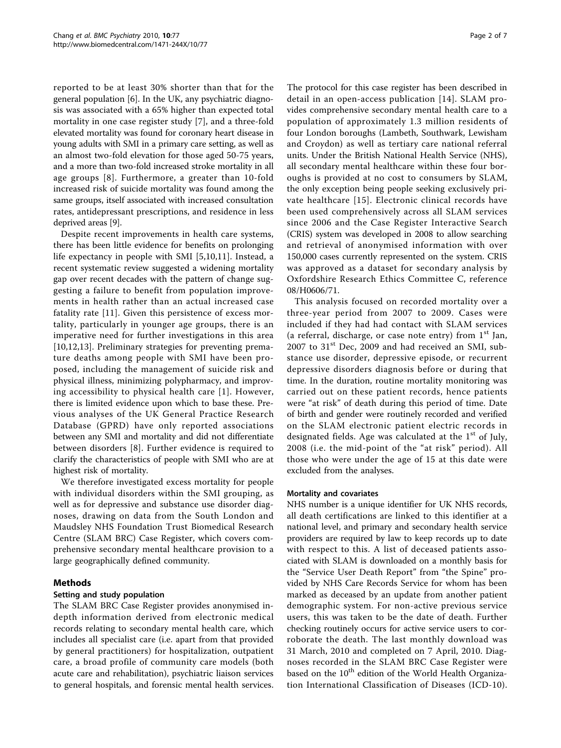reported to be at least 30% shorter than that for the general population [6]. In the UK, any psychiatric diagnosis was associated with a 65% higher than expected total mortality in one case register study [7], and a three-fold elevated mortality was found for coronary heart disease in young adults with SMI in a primary care setting, as well as an almost two-fold elevation for those aged 50-75 years, and a more than two-fold increased stroke mortality in all age groups [8]. Furthermore, a greater than 10-fold increased risk of suicide mortality was found among the same groups, itself associated with increased consultation rates, antidepressant prescriptions, and residence in less deprived areas [9].

Despite recent improvements in health care systems, there has been little evidence for benefits on prolonging life expectancy in people with SMI [5,10,11]. Instead, a recent systematic review suggested a widening mortality gap over recent decades with the pattern of change suggesting a failure to benefit from population improvements in health rather than an actual increased case fatality rate [11]. Given this persistence of excess mortality, particularly in younger age groups, there is an imperative need for further investigations in this area [10,12,13]. Preliminary strategies for preventing premature deaths among people with SMI have been proposed, including the management of suicide risk and physical illness, minimizing polypharmacy, and improving accessibility to physical health care [1]. However, there is limited evidence upon which to base these. Previous analyses of the UK General Practice Research Database (GPRD) have only reported associations between any SMI and mortality and did not differentiate between disorders [8]. Further evidence is required to clarify the characteristics of people with SMI who are at highest risk of mortality.

We therefore investigated excess mortality for people with individual disorders within the SMI grouping, as well as for depressive and substance use disorder diagnoses, drawing on data from the South London and Maudsley NHS Foundation Trust Biomedical Research Centre (SLAM BRC) Case Register, which covers comprehensive secondary mental healthcare provision to a large geographically defined community.

## Methods

### Setting and study population

The SLAM BRC Case Register provides anonymised in-depth information derived from electronic medical records relating to secondary mental health care, which includes all specialist care (i.e. apart from that provided by general practitioners) for hospitalization, outpatient care, a broad profile of community care models (both acute care and rehabilitation), psychiatric liaison services to general hospitals, and forensic mental health services. The protocol for this case register has been described in detail in an open-access publication [14]. SLAM provides comprehensive secondary mental health care to a population of approximately 1.3 million residents of four London boroughs (Lambeth, Southwark, Lewisham and Croydon) as well as tertiary care national referral units. Under the British National Health Service (NHS), all secondary mental healthcare within these four boroughs is provided at no cost to consumers by SLAM, the only exception being people seeking exclusively private healthcare [15]. Electronic clinical records have been used comprehensively across all SLAM services since 2006 and the Case Register Interactive Search (CRIS) system was developed in 2008 to allow searching and retrieval of anonymised information with over 150,000 cases currently represented on the system. CRIS was approved as a dataset for secondary analysis by Oxfordshire Research Ethics Committee C, reference 08/H0606/71.

This analysis focused on recorded mortality over a three-year period from 2007 to 2009. Cases were included if they had had contact with SLAM services (a referral, discharge, or case note entry) from 1st Jan, 2007 to 31st Dec, 2009 and had received an SMI, substance use disorder, depressive episode, or recurrent depressive disorders diagnosis before or during that time. In the duration, routine mortality monitoring was carried out on these patient records, hence patients were "at risk" of death during this period of time. Date of birth and gender were routinely recorded and verified on the SLAM electronic patient electric records in designated fields. Age was calculated at the 1st of July, 2008 (i.e. the mid-point of the "at risk" period). All those who were under the age of 15 at this date were excluded from the analyses.

### Mortality and covariates

NHS number is a unique identifier for UK NHS records, all death certifications are linked to this identifier at a national level, and primary and secondary health service providers are required by law to keep records up to date with respect to this. A list of deceased patients associated with SLAM is downloaded on a monthly basis for the "Service User Death Report" from "the Spine" provided by NHS Care Records Service for whom has been marked as deceased by an update from another patient demographic system. For non-active previous service users, this was taken to be the date of death. Further checking routinely occurs for active service users to corroborate the death. The last monthly download was 31 March, 2010 and completed on 7 April, 2010. Diagnoses recorded in the SLAM BRC Case Register were based on the 10th edition of the World Health Organization International Classification of Diseases (ICD-10).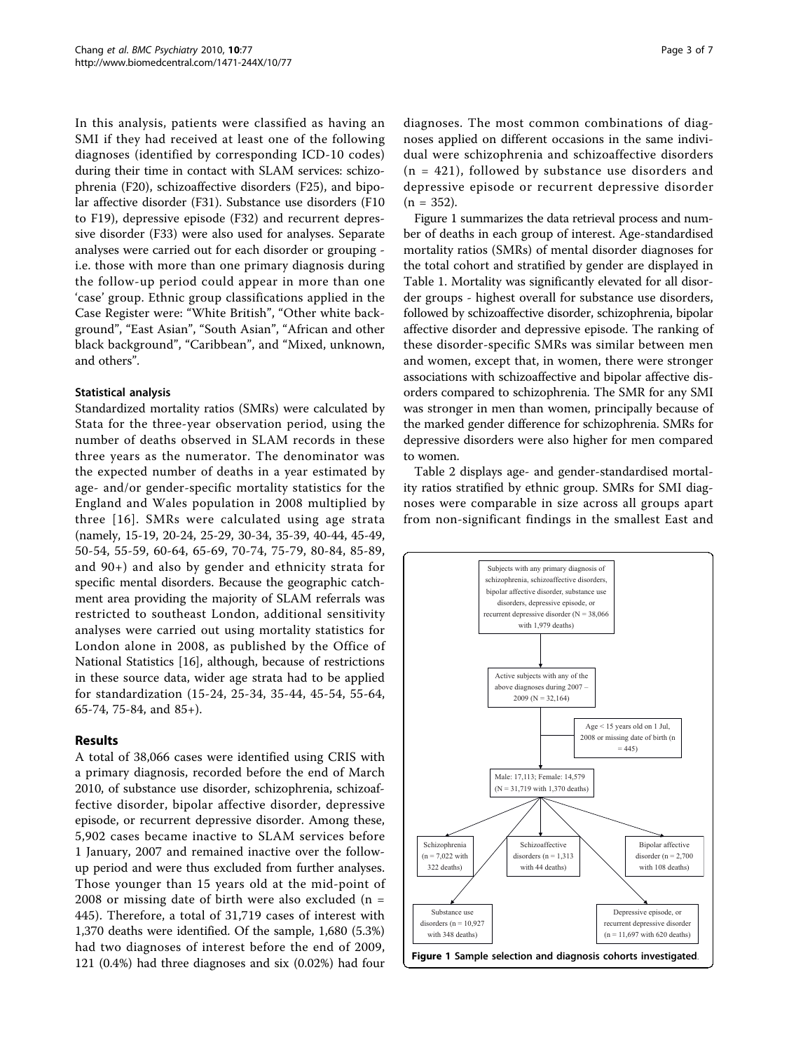In this analysis, patients were classified as having an SMI if they had received at least one of the following diagnoses (identified by corresponding ICD-10 codes) during their time in contact with SLAM services: schizophrenia (F20), schizoaffective disorders (F25), and bipolar affective disorder (F31). Substance use disorders (F10 to F19), depressive episode (F32) and recurrent depressive disorder (F33) were also used for analyses. Separate analyses were carried out for each disorder or grouping - i.e. those with more than one primary diagnosis during the follow-up period could appear in more than one 'case' group. Ethnic group classifications applied in the Case Register were: "White British", "Other white background", "East Asian", "South Asian", "African and other black background", "Caribbean", and "Mixed, unknown, and others".

### Statistical analysis

Standardized mortality ratios (SMRs) were calculated by Stata for the three-year observation period, using the number of deaths observed in SLAM records in these three years as the numerator. The denominator was the expected number of deaths in a year estimated by age- and/or gender-specific mortality statistics for the England and Wales population in 2008 multiplied by three [16]. SMRs were calculated using age strata (namely, 15-19, 20-24, 25-29, 30-34, 35-39, 40-44, 45-49, 50-54, 55-59, 60-64, 65-69, 70-74, 75-79, 80-84, 85-89, and 90+) and also by gender and ethnicity strata for specific mental disorders. Because the geographic catchment area providing the majority of SLAM referrals was restricted to southeast London, additional sensitivity analyses were carried out using mortality statistics for London alone in 2008, as published by the Office of National Statistics [16], although, because of restrictions in these source data, wider age strata had to be applied for standardization (15-24, 25-34, 35-44, 45-54, 55-64, 65-74, 75-84, and 85+).

## Results

A total of 38,066 cases were identified using CRIS with a primary diagnosis, recorded before the end of March 2010, of substance use disorder, schizophrenia, schizoaffective disorder, bipolar affective disorder, depressive episode, or recurrent depressive disorder. Among these, 5,902 cases became inactive to SLAM services before 1 January, 2007 and remained inactive over the follow-up period and were thus excluded from further analyses. Those younger than 15 years old at the mid-point of 2008 or missing date of birth were also excluded (n = 445). Therefore, a total of 31,719 cases of interest with 1,370 deaths were identified. Of the sample, 1,680 (5.3%) had two diagnoses of interest before the end of 2009, 121 (0.4%) had three diagnoses and six (0.02%) had four diagnoses. The most common combinations of diagnoses applied on different occasions in the same individual were schizophrenia and schizoaffective disorders (n = 421), followed by substance use disorders and depressive episode or recurrent depressive disorder (n = 352).

Figure 1 summarizes the data retrieval process and number of deaths in each group of interest. Age-standardised mortality ratios (SMRs) of mental disorder diagnoses for the total cohort and stratified by gender are displayed in Table 1. Mortality was significantly elevated for all disorder groups - highest overall for substance use disorders, followed by schizoaffective disorder, schizophrenia, bipolar affective disorder and depressive episode. The ranking of these disorder-specific SMRs was similar between men and women, except that, in women, there were stronger associations with schizoaffective and bipolar affective disorders compared to schizophrenia. The SMR for any SMI was stronger in men than women, principally because of the marked gender difference for schizophrenia. SMRs for depressive disorders were also higher for men compared to women.

Table 2 displays age- and gender-standardised mortality ratios stratified by ethnic group. SMRs for SMI diagnoses were comparable in size across all groups apart from non-significant findings in the smallest East and

Subjects with any primary diagnosis of schizophrenia, schizoaffective disorders, bipolar affective disorder, substance use disorders, depressive episode, or recurrent depressive disorder (N = 38,066 with 1,979 deaths)

Active subjects with any of the above diagnoses during 2007 – 2009 (N = 32,164)

Age < 15 years old on 1 Jul, 2008 or missing date of birth (n = 445)

Male: 17,113; Female: 14,579 (N = 31,719 with 1,370 deaths)

Schizophrenia (n = 7,022 with 322 deaths)

Schizoaffective disorders (n = 1,313 with 44 deaths)

Bipolar affective disorder (n = 2,700 with 108 deaths)

Substance use disorders (n = 10,927 with 348 deaths)

Depressive episode, or recurrent depressive disorder (n = 11,697 with 620 deaths)

**Figure 1 Sample selection and diagnosis cohorts investigated**.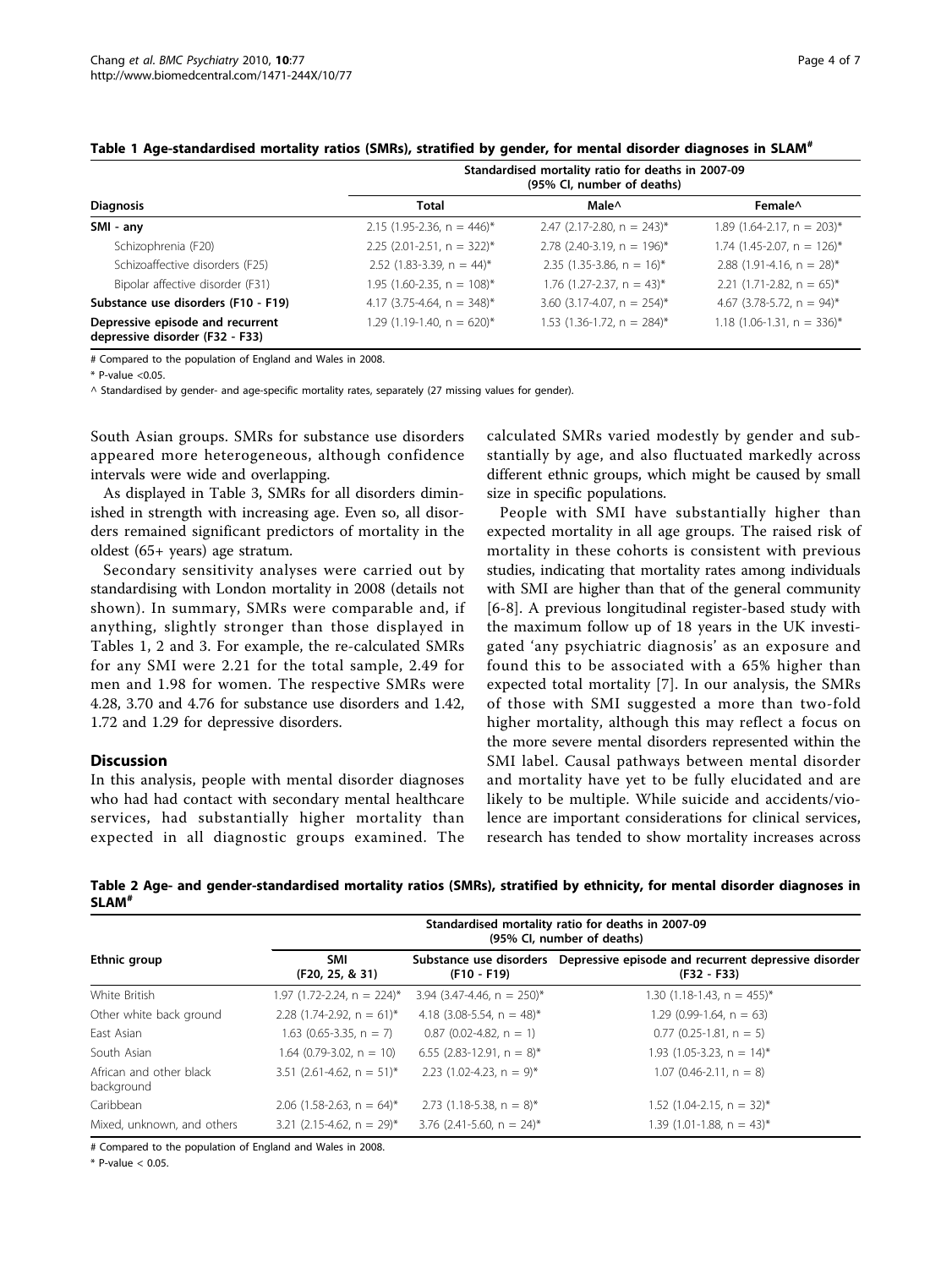**Table 1 Age-standardised mortality ratios (SMRs), stratified by gender, for mental disorder diagnoses in SLAM#**

| Diagnosis | Standardised mortality ratio for deaths in 2007-09 (95% CI, number of deaths) | | |
|---|---|---|---|
| | Total | Male^ | Female^ |
| **SMI - any** | 2.15 (1.95-2.36, n = 446)* | 2.47 (2.17-2.80, n = 243)* | 1.89 (1.64-2.17, n = 203)* |
| Schizophrenia (F20) | 2.25 (2.01-2.51, n = 322)* | 2.78 (2.40-3.19, n = 196)* | 1.74 (1.45-2.07, n = 126)* |
| Schizoaffective disorders (F25) | 2.52 (1.83-3.39, n = 44)* | 2.35 (1.35-3.86, n = 16)* | 2.88 (1.91-4.16, n = 28)* |
| Bipolar affective disorder (F31) | 1.95 (1.60-2.35, n = 108)* | 1.76 (1.27-2.37, n = 43)* | 2.21 (1.71-2.82, n = 65)* |
| **Substance use disorders (F10 - F19)** | 4.17 (3.75-4.64, n = 348)* | 3.60 (3.17-4.07, n = 254)* | 4.67 (3.78-5.72, n = 94)* |
| **Depressive episode and recurrent depressive disorder (F32 - F33)** | 1.29 (1.19-1.40, n = 620)* | 1.53 (1.36-1.72, n = 284)* | 1.18 (1.06-1.31, n = 336)* |

# Compared to the population of England and Wales in 2008.

* P-value <0.05.

^ Standardised by gender- and age-specific mortality rates, separately (27 missing values for gender).

South Asian groups. SMRs for substance use disorders appeared more heterogeneous, although confidence intervals were wide and overlapping.

As displayed in Table 3, SMRs for all disorders diminished in strength with increasing age. Even so, all disorders remained significant predictors of mortality in the oldest (65+ years) age stratum.

Secondary sensitivity analyses were carried out by standardising with London mortality in 2008 (details not shown). In summary, SMRs were comparable and, if anything, slightly stronger than those displayed in Tables 1, 2 and 3. For example, the re-calculated SMRs for any SMI were 2.21 for the total sample, 2.49 for men and 1.98 for women. The respective SMRs were 4.28, 3.70 and 4.76 for substance use disorders and 1.42, 1.72 and 1.29 for depressive disorders.

## Discussion

In this analysis, people with mental disorder diagnoses who had had contact with secondary mental healthcare services, had substantially higher mortality than expected in all diagnostic groups examined. The calculated SMRs varied modestly by gender and substantially by age, and also fluctuated markedly across different ethnic groups, which might be caused by small size in specific populations.

People with SMI have substantially higher than expected mortality in all age groups. The raised risk of mortality in these cohorts is consistent with previous studies, indicating that mortality rates among individuals with SMI are higher than that of the general community [6-8]. A previous longitudinal register-based study with the maximum follow up of 18 years in the UK investigated 'any psychiatric diagnosis' as an exposure and found this to be associated with a 65% higher than expected total mortality [7]. In our analysis, the SMRs of those with SMI suggested a more than two-fold higher mortality, although this may reflect a focus on the more severe mental disorders represented within the SMI label. Causal pathways between mental disorder and mortality have yet to be fully elucidated and are likely to be multiple. While suicide and accidents/violence are important considerations for clinical services, research has tended to show mortality increases across

**Table 2 Age- and gender-standardised mortality ratios (SMRs), stratified by ethnicity, for mental disorder diagnoses in SLAM#**

| Ethnic group | Standardised mortality ratio for deaths in 2007-09 (95% CI, number of deaths) | | |
|---|---|---|---|
| | SMI (F20, 25, & 31) | Substance use disorders (F10 - F19) | Depressive episode and recurrent depressive disorder (F32 - F33) |
| White British | 1.97 (1.72-2.24, n = 224)* | 3.94 (3.47-4.46, n = 250)* | 1.30 (1.18-1.43, n = 455)* |
| Other white back ground | 2.28 (1.74-2.92, n = 61)* | 4.18 (3.08-5.54, n = 48)* | 1.29 (0.99-1.64, n = 63) |
| East Asian | 1.63 (0.65-3.35, n = 7) | 0.87 (0.02-4.82, n = 1) | 0.77 (0.25-1.81, n = 5) |
| South Asian | 1.64 (0.79-3.02, n = 10) | 6.55 (2.83-12.91, n = 8)* | 1.93 (1.05-3.23, n = 14)* |
| African and other black background | 3.51 (2.61-4.62, n = 51)* | 2.23 (1.02-4.23, n = 9)* | 1.07 (0.46-2.11, n = 8) |
| Caribbean | 2.06 (1.58-2.63, n = 64)* | 2.73 (1.18-5.38, n = 8)* | 1.52 (1.04-2.15, n = 32)* |
| Mixed, unknown, and others | 3.21 (2.15-4.62, n = 29)* | 3.76 (2.41-5.60, n = 24)* | 1.39 (1.01-1.88, n = 43)* |

# Compared to the population of England and Wales in 2008.

* P-value < 0.05.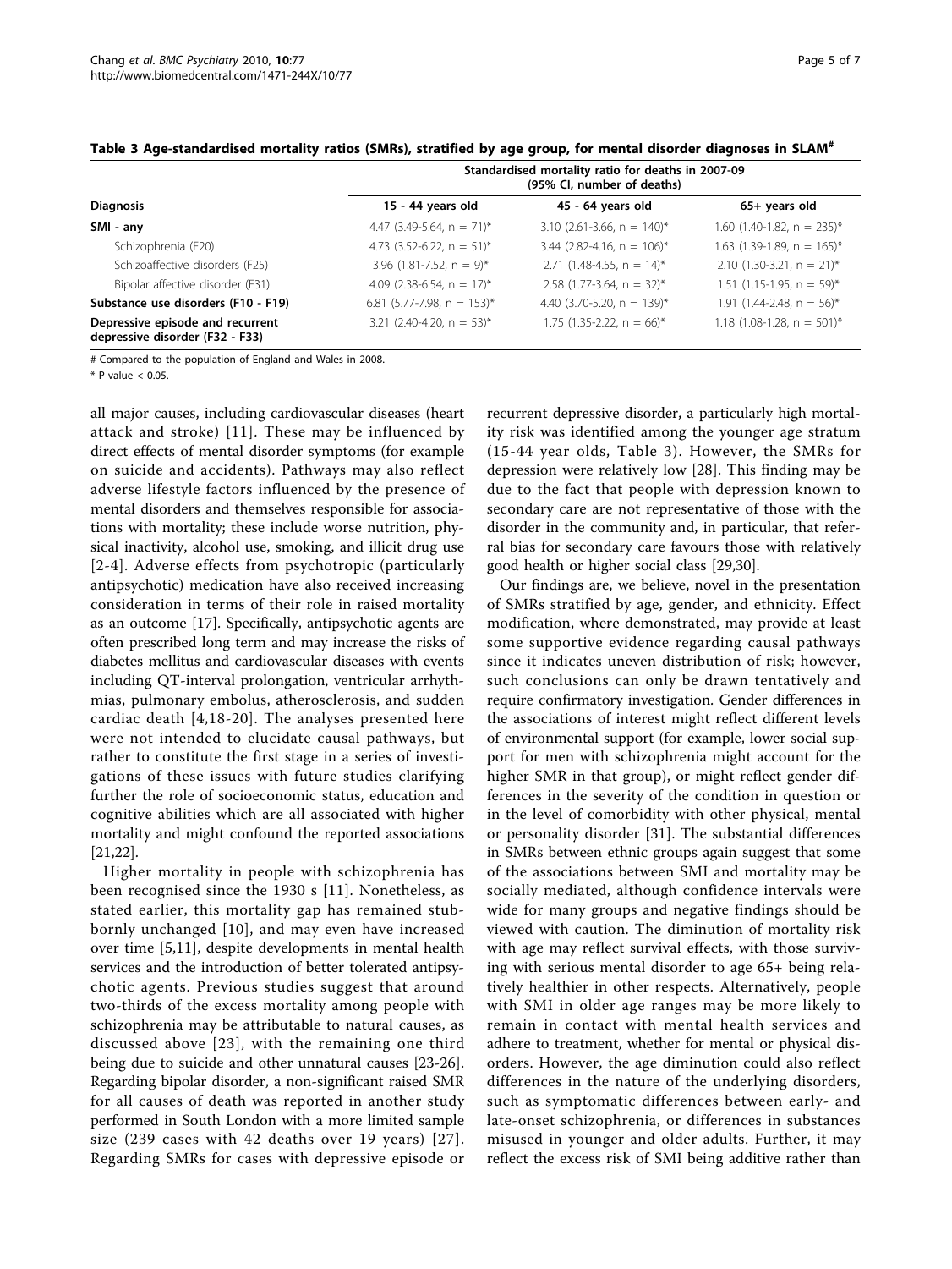**Table 3 Age-standardised mortality ratios (SMRs), stratified by age group, for mental disorder diagnoses in SLAM#**

| Diagnosis | Standardised mortality ratio for deaths in 2007-09 (95% CI, number of deaths) | | |
|---|---|---|---|
| | 15 - 44 years old | 45 - 64 years old | 65+ years old |
| **SMI - any** | 4.47 (3.49-5.64, n = 71)* | 3.10 (2.61-3.66, n = 140)* | 1.60 (1.40-1.82, n = 235)* |
| Schizophrenia (F20) | 4.73 (3.52-6.22, n = 51)* | 3.44 (2.82-4.16, n = 106)* | 1.63 (1.39-1.89, n = 165)* |
| Schizoaffective disorders (F25) | 3.96 (1.81-7.52, n = 9)* | 2.71 (1.48-4.55, n = 14)* | 2.10 (1.30-3.21, n = 21)* |
| Bipolar affective disorder (F31) | 4.09 (2.38-6.54, n = 17)* | 2.58 (1.77-3.64, n = 32)* | 1.51 (1.15-1.95, n = 59)* |
| **Substance use disorders (F10 - F19)** | 6.81 (5.77-7.98, n = 153)* | 4.40 (3.70-5.20, n = 139)* | 1.91 (1.44-2.48, n = 56)* |
| **Depressive episode and recurrent depressive disorder (F32 - F33)** | 3.21 (2.40-4.20, n = 53)* | 1.75 (1.35-2.22, n = 66)* | 1.18 (1.08-1.28, n = 501)* |

# Compared to the population of England and Wales in 2008.

* P-value < 0.05.

all major causes, including cardiovascular diseases (heart attack and stroke) [11]. These may be influenced by direct effects of mental disorder symptoms (for example on suicide and accidents). Pathways may also reflect adverse lifestyle factors influenced by the presence of mental disorders and themselves responsible for associations with mortality; these include worse nutrition, physical inactivity, alcohol use, smoking, and illicit drug use [2-4]. Adverse effects from psychotropic (particularly antipsychotic) medication have also received increasing consideration in terms of their role in raised mortality as an outcome [17]. Specifically, antipsychotic agents are often prescribed long term and may increase the risks of diabetes mellitus and cardiovascular diseases with events including QT-interval prolongation, ventricular arrhythmias, pulmonary embolus, atherosclerosis, and sudden cardiac death [4,18-20]. The analyses presented here were not intended to elucidate causal pathways, but rather to constitute the first stage in a series of investigations of these issues with future studies clarifying further the role of socioeconomic status, education and cognitive abilities which are all associated with higher mortality and might confound the reported associations [21,22].

Higher mortality in people with schizophrenia has been recognised since the 1930 s [11]. Nonetheless, as stated earlier, this mortality gap has remained stubbornly unchanged [10], and may even have increased over time [5,11], despite developments in mental health services and the introduction of better tolerated antipsychotic agents. Previous studies suggest that around two-thirds of the excess mortality among people with schizophrenia may be attributable to natural causes, as discussed above [23], with the remaining one third being due to suicide and other unnatural causes [23-26]. Regarding bipolar disorder, a non-significant raised SMR for all causes of death was reported in another study performed in South London with a more limited sample size (239 cases with 42 deaths over 19 years) [27]. Regarding SMRs for cases with depressive episode or recurrent depressive disorder, a particularly high mortality risk was identified among the younger age stratum (15-44 year olds, Table 3). However, the SMRs for depression were relatively low [28]. This finding may be due to the fact that people with depression known to secondary care are not representative of those with the disorder in the community and, in particular, that referral bias for secondary care favours those with relatively good health or higher social class [29,30].

Our findings are, we believe, novel in the presentation of SMRs stratified by age, gender, and ethnicity. Effect modification, where demonstrated, may provide at least some supportive evidence regarding causal pathways since it indicates uneven distribution of risk; however, such conclusions can only be drawn tentatively and require confirmatory investigation. Gender differences in the associations of interest might reflect different levels of environmental support (for example, lower social support for men with schizophrenia might account for the higher SMR in that group), or might reflect gender differences in the severity of the condition in question or in the level of comorbidity with other physical, mental or personality disorder [31]. The substantial differences in SMRs between ethnic groups again suggest that some of the associations between SMI and mortality may be socially mediated, although confidence intervals were wide for many groups and negative findings should be viewed with caution. The diminution of mortality risk with age may reflect survival effects, with those surviving with serious mental disorder to age 65+ being relatively healthier in other respects. Alternatively, people with SMI in older age ranges may be more likely to remain in contact with mental health services and adhere to treatment, whether for mental or physical disorders. However, the age diminution could also reflect differences in the nature of the underlying disorders, such as symptomatic differences between early- and late-onset schizophrenia, or differences in substances misused in younger and older adults. Further, it may reflect the excess risk of SMI being additive rather than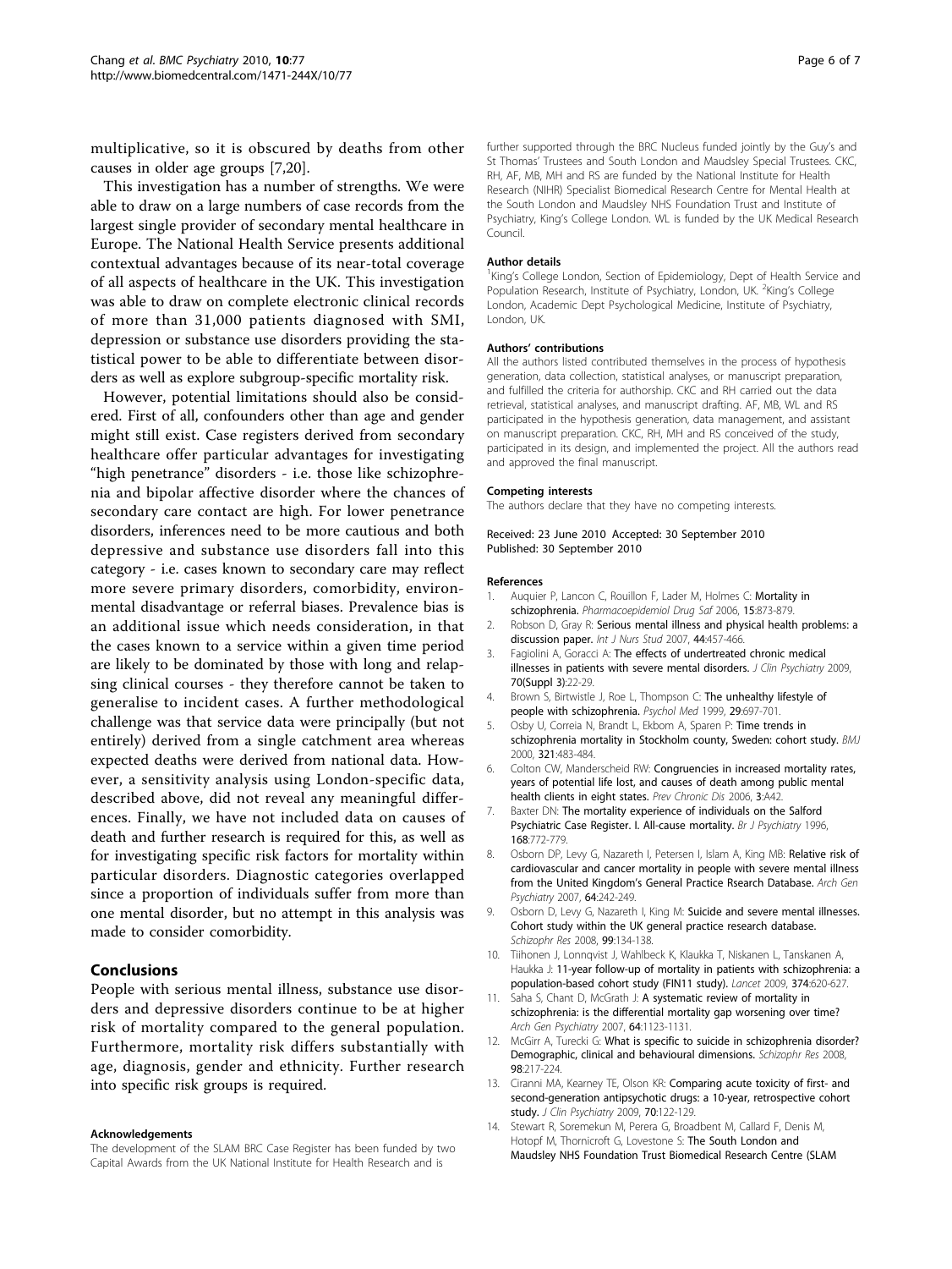multiplicative, so it is obscured by deaths from other causes in older age groups [7,20].

This investigation has a number of strengths. We were able to draw on a large numbers of case records from the largest single provider of secondary mental healthcare in Europe. The National Health Service presents additional contextual advantages because of its near-total coverage of all aspects of healthcare in the UK. This investigation was able to draw on complete electronic clinical records of more than 31,000 patients diagnosed with SMI, depression or substance use disorders providing the statistical power to be able to differentiate between disorders as well as explore subgroup-specific mortality risk.

However, potential limitations should also be considered. First of all, confounders other than age and gender might still exist. Case registers derived from secondary healthcare offer particular advantages for investigating "high penetrance" disorders - i.e. those like schizophrenia and bipolar affective disorder where the chances of secondary care contact are high. For lower penetrance disorders, inferences need to be more cautious and both depressive and substance use disorders fall into this category - i.e. cases known to secondary care may reflect more severe primary disorders, comorbidity, environmental disadvantage or referral biases. Prevalence bias is an additional issue which needs consideration, in that the cases known to a service within a given time period are likely to be dominated by those with long and relapsing clinical courses - they therefore cannot be taken to generalise to incident cases. A further methodological challenge was that service data were principally (but not entirely) derived from a single catchment area whereas expected deaths were derived from national data. However, a sensitivity analysis using London-specific data, described above, did not reveal any meaningful differences. Finally, we have not included data on causes of death and further research is required for this, as well as for investigating specific risk factors for mortality within particular disorders. Diagnostic categories overlapped since a proportion of individuals suffer from more than one mental disorder, but no attempt in this analysis was made to consider comorbidity.

## Conclusions

People with serious mental illness, substance use disorders and depressive disorders continue to be at higher risk of mortality compared to the general population. Furthermore, mortality risk differs substantially with age, diagnosis, gender and ethnicity. Further research into specific risk groups is required.

#### Acknowledgements

The development of the SLAM BRC Case Register has been funded by two Capital Awards from the UK National Institute for Health Research and is further supported through the BRC Nucleus funded jointly by the Guy's and St Thomas' Trustees and South London and Maudsley Special Trustees. CKC, RH, AF, MB, MH and RS are funded by the National Institute for Health Research (NIHR) Specialist Biomedical Research Centre for Mental Health at the South London and Maudsley NHS Foundation Trust and Institute of Psychiatry, King's College London. WL is funded by the UK Medical Research Council.

#### Author details

[1]King's College London, Section of Epidemiology, Dept of Health Service and Population Research, Institute of Psychiatry, London, UK. [2]King's College London, Academic Dept Psychological Medicine, Institute of Psychiatry, London, UK.

#### Authors' contributions

All the authors listed contributed themselves in the process of hypothesis generation, data collection, statistical analyses, or manuscript preparation, and fulfilled the criteria for authorship. CKC and RH carried out the data retrieval, statistical analyses, and manuscript drafting. AF, MB, WL and RS participated in the hypothesis generation, data management, and assistant on manuscript preparation. CKC, RH, MH and RS conceived of the study, participated in its design, and implemented the project. All the authors read and approved the final manuscript.

#### Competing interests

The authors declare that they have no competing interests.

Received: 23 June 2010 Accepted: 30 September 2010
Published: 30 September 2010

#### References

1. Auquier P, Lancon C, Rouillon F, Lader M, Holmes C: **Mortality in schizophrenia.** *Pharmacoepidemiol Drug Saf* 2006, **15**:873-879.
2. Robson D, Gray R: **Serious mental illness and physical health problems: a discussion paper.** *Int J Nurs Stud* 2007, **44**:457-466.
3. Fagiolini A, Goracci A: **The effects of undertreated chronic medical illnesses in patients with severe mental disorders.** *J Clin Psychiatry* 2009, **70(Suppl 3)**:22-29.
4. Brown S, Birtwistle J, Roe L, Thompson C: **The unhealthy lifestyle of people with schizophrenia.** *Psychol Med* 1999, **29**:697-701.
5. Osby U, Correia N, Brandt L, Ekbom A, Sparen P: **Time trends in schizophrenia mortality in Stockholm county, Sweden: cohort study.** *BMJ* 2000, **321**:483-484.
6. Colton CW, Manderscheid RW: **Congruencies in increased mortality rates, years of potential life lost, and causes of death among public mental health clients in eight states.** *Prev Chronic Dis* 2006, **3**:A42.
7. Baxter DN: **The mortality experience of individuals on the Salford Psychiatric Case Register. I. All-cause mortality.** *Br J Psychiatry* 1996, **168**:772-779.
8. Osborn DP, Levy G, Nazareth I, Petersen I, Islam A, King MB: **Relative risk of cardiovascular and cancer mortality in people with severe mental illness from the United Kingdom's General Practice Rsearch Database.** *Arch Gen Psychiatry* 2007, **64**:242-249.
9. Osborn D, Levy G, Nazareth I, King M: **Suicide and severe mental illnesses. Cohort study within the UK general practice research database.** *Schizophr Res* 2008, **99**:134-138.
10. Tiihonen J, Lonnqvist J, Wahlbeck K, Klaukka T, Niskanen L, Tanskanen A, Haukka J: **11-year follow-up of mortality in patients with schizophrenia: a population-based cohort study (FIN11 study).** *Lancet* 2009, **374**:620-627.
11. Saha S, Chant D, McGrath J: **A systematic review of mortality in schizophrenia: is the differential mortality gap worsening over time?** *Arch Gen Psychiatry* 2007, **64**:1123-1131.
12. McGirr A, Turecki G: **What is specific to suicide in schizophrenia disorder? Demographic, clinical and behavioural dimensions.** *Schizophr Res* 2008, **98**:217-224.
13. Ciranni MA, Kearney TE, Olson KR: **Comparing acute toxicity of first- and second-generation antipsychotic drugs: a 10-year, retrospective cohort study.** *J Clin Psychiatry* 2009, **70**:122-129.
14. Stewart R, Soremekun M, Perera G, Broadbent M, Callard F, Denis M, Hotopf M, Thornicroft G, Lovestone S: **The South London and Maudsley NHS Foundation Trust Biomedical Research Centre (SLAM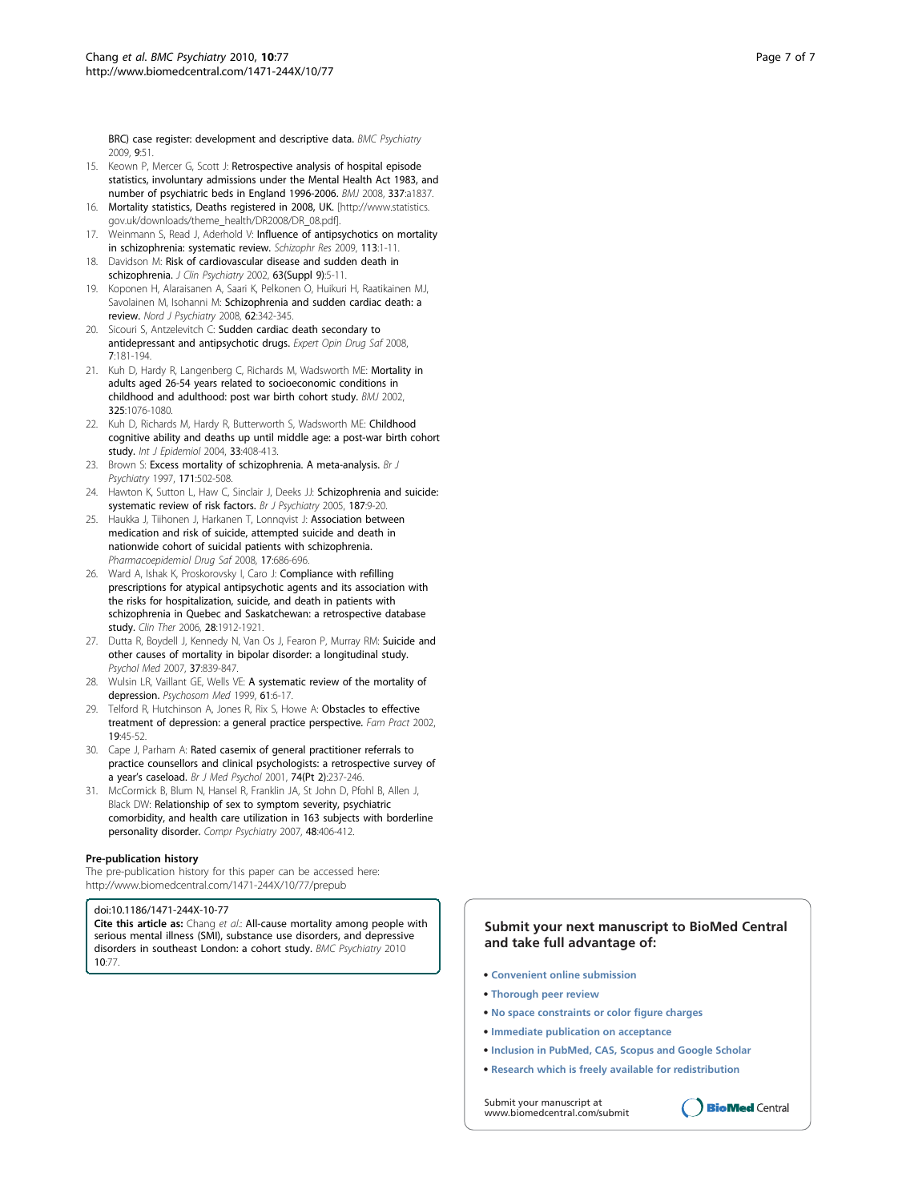BRC) case register: development and descriptive data. *BMC Psychiatry* 2009, **9**:51.

15. Keown P, Mercer G, Scott J: **Retrospective analysis of hospital episode statistics, involuntary admissions under the Mental Health Act 1983, and number of psychiatric beds in England 1996-2006.** *BMJ* 2008, **337**:a1837.
16. **Mortality statistics, Deaths registered in 2008, UK.** [http://www.statistics.gov.uk/downloads/theme_health/DR2008/DR_08.pdf].
17. Weinmann S, Read J, Aderhold V: **Influence of antipsychotics on mortality in schizophrenia: systematic review.** *Schizophr Res* 2009, **113**:1-11.
18. Davidson M: **Risk of cardiovascular disease and sudden death in schizophrenia.** *J Clin Psychiatry* 2002, **63(Suppl 9)**:5-11.
19. Koponen H, Alaraisanen A, Saari K, Pelkonen O, Huikuri H, Raatikainen MJ, Savolainen M, Isohanni M: **Schizophrenia and sudden cardiac death: a review.** *Nord J Psychiatry* 2008, **62**:342-345.
20. Sicouri S, Antzelevitch C: **Sudden cardiac death secondary to antidepressant and antipsychotic drugs.** *Expert Opin Drug Saf* 2008, **7**:181-194.
21. Kuh D, Hardy R, Langenberg C, Richards M, Wadsworth ME: **Mortality in adults aged 26-54 years related to socioeconomic conditions in childhood and adulthood: post war birth cohort study.** *BMJ* 2002, **325**:1076-1080.
22. Kuh D, Richards M, Hardy R, Butterworth S, Wadsworth ME: **Childhood cognitive ability and deaths up until middle age: a post-war birth cohort study.** *Int J Epidemiol* 2004, **33**:408-413.
23. Brown S: **Excess mortality of schizophrenia. A meta-analysis.** *Br J Psychiatry* 1997, **171**:502-508.
24. Hawton K, Sutton L, Haw C, Sinclair J, Deeks JJ: **Schizophrenia and suicide: systematic review of risk factors.** *Br J Psychiatry* 2005, **187**:9-20.
25. Haukka J, Tiihonen J, Harkanen T, Lonnqvist J: **Association between medication and risk of suicide, attempted suicide and death in nationwide cohort of suicidal patients with schizophrenia.** *Pharmacoepidemiol Drug Saf* 2008, **17**:686-696.
26. Ward A, Ishak K, Proskorovsky I, Caro J: **Compliance with refilling prescriptions for atypical antipsychotic agents and its association with the risks for hospitalization, suicide, and death in patients with schizophrenia in Quebec and Saskatchewan: a retrospective database study.** *Clin Ther* 2006, **28**:1912-1921.
27. Dutta R, Boydell J, Kennedy N, Van Os J, Fearon P, Murray RM: **Suicide and other causes of mortality in bipolar disorder: a longitudinal study.** *Psychol Med* 2007, **37**:839-847.
28. Wulsin LR, Vaillant GE, Wells VE: **A systematic review of the mortality of depression.** *Psychosom Med* 1999, **61**:6-17.
29. Telford R, Hutchinson A, Jones R, Rix S, Howe A: **Obstacles to effective treatment of depression: a general practice perspective.** *Fam Pract* 2002, **19**:45-52.
30. Cape J, Parham A: **Rated casemix of general practitioner referrals to practice counsellors and clinical psychologists: a retrospective survey of a year's caseload.** *Br J Med Psychol* 2001, **74(Pt 2)**:237-246.
31. McCormick B, Blum N, Hansel R, Franklin JA, St John D, Pfohl B, Allen J, Black DW: **Relationship of sex to symptom severity, psychiatric comorbidity, and health care utilization in 163 subjects with borderline personality disorder.** *Compr Psychiatry* 2007, **48**:406-412.

### Pre-publication history

The pre-publication history for this paper can be accessed here:
http://www.biomedcentral.com/1471-244X/10/77/prepub

doi:10.1186/1471-244X-10-77

**Cite this article as:** Chang *et al.*: All-cause mortality among people with serious mental illness (SMI), substance use disorders, and depressive disorders in southeast London: a cohort study. *BMC Psychiatry* 2010 **10**:77.

**Submit your next manuscript to BioMed Central and take full advantage of:**

- Convenient online submission
- Thorough peer review
- No space constraints or color figure charges
- Immediate publication on acceptance
- Inclusion in PubMed, CAS, Scopus and Google Scholar
- Research which is freely available for redistribution

Submit your manuscript at
www.biomedcentral.com/submit

BioMed Central